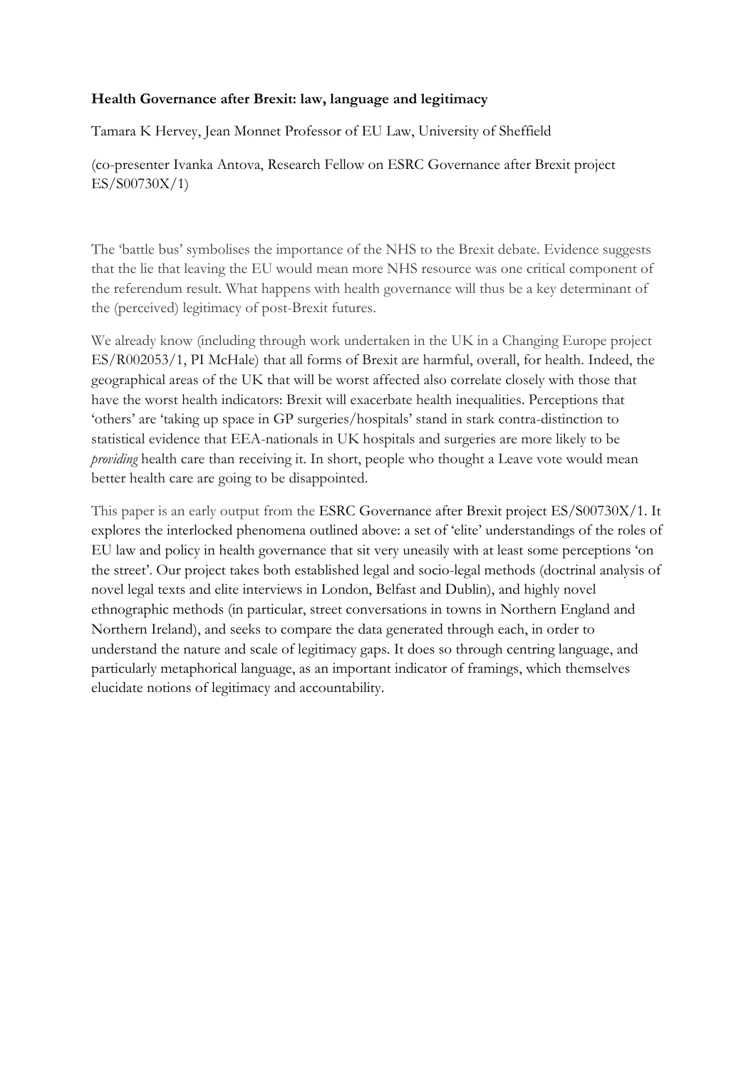**Health Governance after Brexit: law, language and legitimacy**

Tamara K Hervey, Jean Monnet Professor of EU Law, University of Sheffield

(co-presenter Ivanka Antova, Research Fellow on ESRC Governance after Brexit project ES/S00730X/1)

The 'battle bus' symbolises the importance of the NHS to the Brexit debate. Evidence suggests that the lie that leaving the EU would mean more NHS resource was one critical component of the referendum result. What happens with health governance will thus be a key determinant of the (perceived) legitimacy of post-Brexit futures.

We already know (including through work undertaken in the UK in a Changing Europe project ES/R002053/1, PI McHale) that all forms of Brexit are harmful, overall, for health. Indeed, the geographical areas of the UK that will be worst affected also correlate closely with those that have the worst health indicators: Brexit will exacerbate health inequalities. Perceptions that 'others' are 'taking up space in GP surgeries/hospitals' stand in stark contra-distinction to statistical evidence that EEA-nationals in UK hospitals and surgeries are more likely to be *providing* health care than receiving it. In short, people who thought a Leave vote would mean better health care are going to be disappointed.

This paper is an early output from the ESRC Governance after Brexit project ES/S00730X/1. It explores the interlocked phenomena outlined above: a set of 'elite' understandings of the roles of EU law and policy in health governance that sit very uneasily with at least some perceptions 'on the street'. Our project takes both established legal and socio-legal methods (doctrinal analysis of novel legal texts and elite interviews in London, Belfast and Dublin), and highly novel ethnographic methods (in particular, street conversations in towns in Northern England and Northern Ireland), and seeks to compare the data generated through each, in order to understand the nature and scale of legitimacy gaps. It does so through centring language, and particularly metaphorical language, as an important indicator of framings, which themselves elucidate notions of legitimacy and accountability.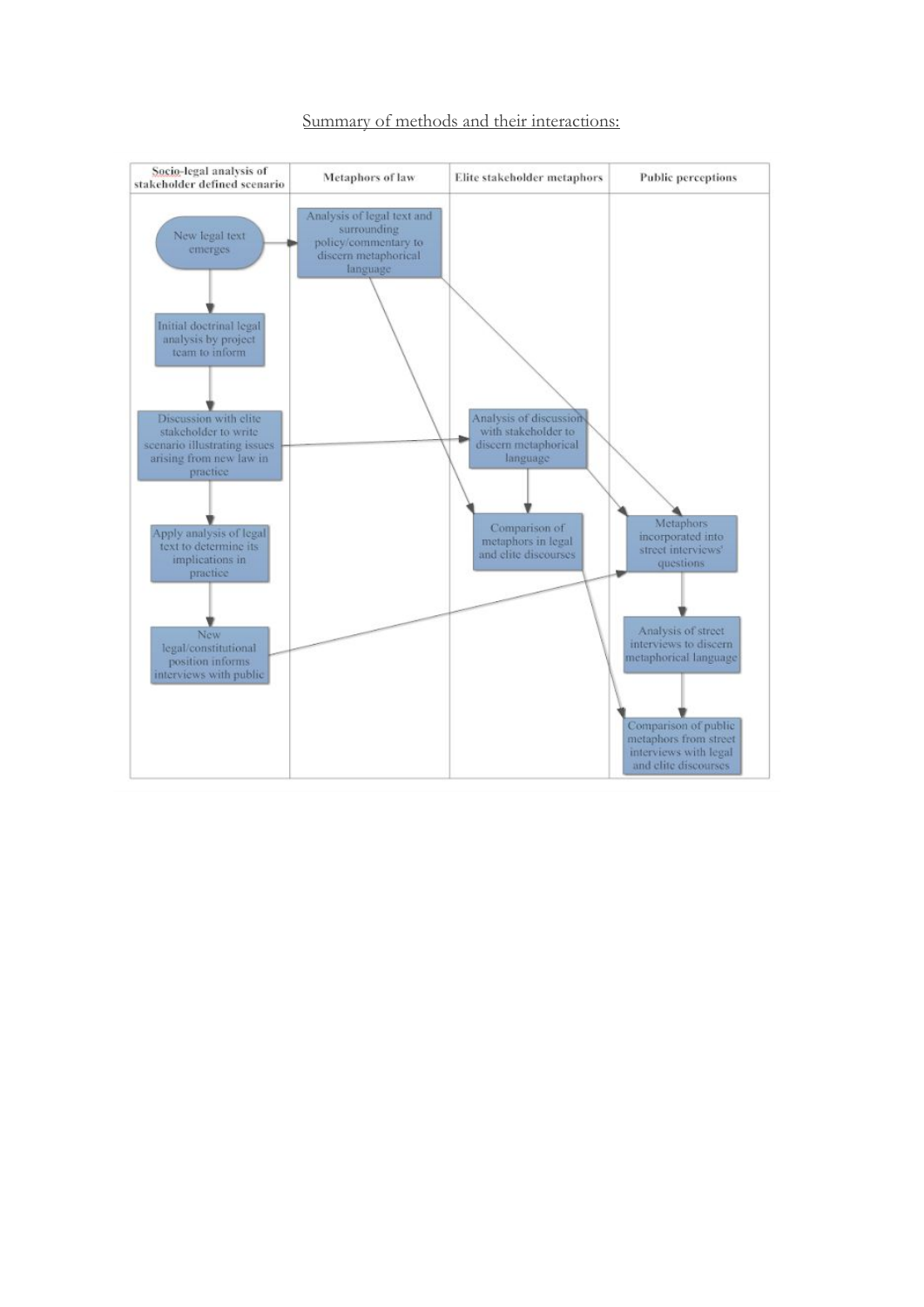Summary of methods and their interactions:

Socio-legal analysis of stakeholder defined scenario

Metaphors of law

Elite stakeholder metaphors

Public perceptions

New legal text emerges

Analysis of legal text and surrounding policy/commentary to discern metaphorical language

Initial doctrinal legal analysis by project team to inform

Discussion with elite stakeholder to write scenario illustrating issues arising from new law in practice

Analysis of discussion with stakeholder to discern metaphorical language

Apply analysis of legal text to determine its implications in practice

Comparison of metaphors in legal and elite discourses

Metaphors incorporated into street interviews' questions

New legal/constitutional position informs interviews with public

Analysis of street interviews to discern metaphorical language

Comparison of public metaphors from street interviews with legal and elite discourses